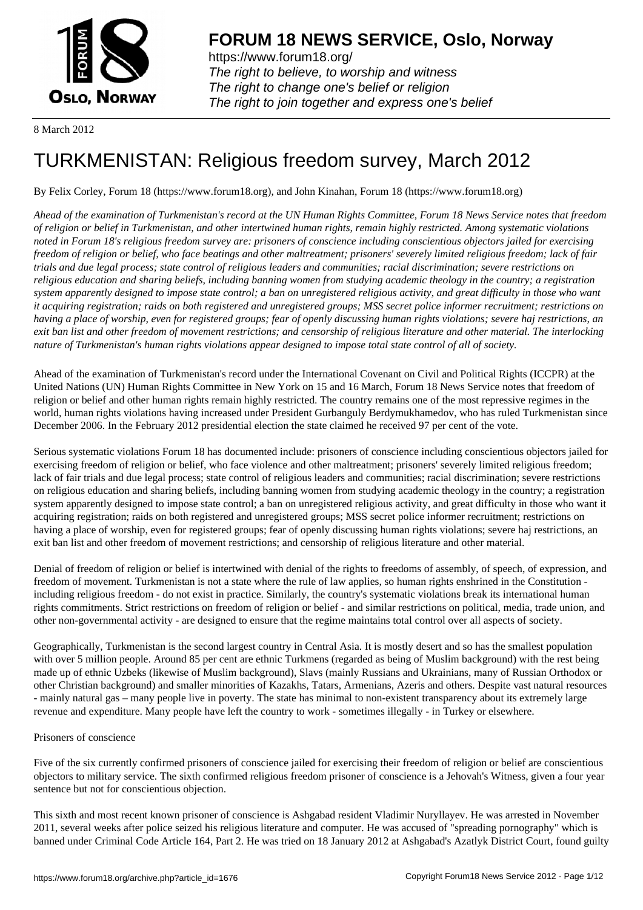# FORUM 18 NEWS SERVICE, Oslo, Norway

https://www.forum18.org/
*The right to believe, to worship and witness*
*The right to change one's belief or religion*
*The right to join together and express one's belief*

8 March 2012

# TURKMENISTAN: Religious freedom survey, March 2012

By Felix Corley, Forum 18 (https://www.forum18.org), and John Kinahan, Forum 18 (https://www.forum18.org)

*Ahead of the examination of Turkmenistan's record at the UN Human Rights Committee, Forum 18 News Service notes that freedom of religion or belief in Turkmenistan, and other intertwined human rights, remain highly restricted. Among systematic violations noted in Forum 18's religious freedom survey are: prisoners of conscience including conscientious objectors jailed for exercising freedom of religion or belief, who face beatings and other maltreatment; prisoners' severely limited religious freedom; lack of fair trials and due legal process; state control of religious leaders and communities; racial discrimination; severe restrictions on religious education and sharing beliefs, including banning women from studying academic theology in the country; a registration system apparently designed to impose state control; a ban on unregistered religious activity, and great difficulty in those who want it acquiring registration; raids on both registered and unregistered groups; MSS secret police informer recruitment; restrictions on having a place of worship, even for registered groups; fear of openly discussing human rights violations; severe haj restrictions, an exit ban list and other freedom of movement restrictions; and censorship of religious literature and other material. The interlocking nature of Turkmenistan's human rights violations appear designed to impose total state control of all of society.*

Ahead of the examination of Turkmenistan's record under the International Covenant on Civil and Political Rights (ICCPR) at the United Nations (UN) Human Rights Committee in New York on 15 and 16 March, Forum 18 News Service notes that freedom of religion or belief and other human rights remain highly restricted. The country remains one of the most repressive regimes in the world, human rights violations having increased under President Gurbanguly Berdymukhamedov, who has ruled Turkmenistan since December 2006. In the February 2012 presidential election the state claimed he received 97 per cent of the vote.

Serious systematic violations Forum 18 has documented include: prisoners of conscience including conscientious objectors jailed for exercising freedom of religion or belief, who face violence and other maltreatment; prisoners' severely limited religious freedom; lack of fair trials and due legal process; state control of religious leaders and communities; racial discrimination; severe restrictions on religious education and sharing beliefs, including banning women from studying academic theology in the country; a registration system apparently designed to impose state control; a ban on unregistered religious activity, and great difficulty in those who want it acquiring registration; raids on both registered and unregistered groups; MSS secret police informer recruitment; restrictions on having a place of worship, even for registered groups; fear of openly discussing human rights violations; severe haj restrictions, an exit ban list and other freedom of movement restrictions; and censorship of religious literature and other material.

Denial of freedom of religion or belief is intertwined with denial of the rights to freedoms of assembly, of speech, of expression, and freedom of movement. Turkmenistan is not a state where the rule of law applies, so human rights enshrined in the Constitution - including religious freedom - do not exist in practice. Similarly, the country's systematic violations break its international human rights commitments. Strict restrictions on freedom of religion or belief - and similar restrictions on political, media, trade union, and other non-governmental activity - are designed to ensure that the regime maintains total control over all aspects of society.

Geographically, Turkmenistan is the second largest country in Central Asia. It is mostly desert and so has the smallest population with over 5 million people. Around 85 per cent are ethnic Turkmens (regarded as being of Muslim background) with the rest being made up of ethnic Uzbeks (likewise of Muslim background), Slavs (mainly Russians and Ukrainians, many of Russian Orthodox or other Christian background) and smaller minorities of Kazakhs, Tatars, Armenians, Azeris and others. Despite vast natural resources - mainly natural gas – many people live in poverty. The state has minimal to non-existent transparency about its extremely large revenue and expenditure. Many people have left the country to work - sometimes illegally - in Turkey or elsewhere.

Prisoners of conscience

Five of the six currently confirmed prisoners of conscience jailed for exercising their freedom of religion or belief are conscientious objectors to military service. The sixth confirmed religious freedom prisoner of conscience is a Jehovah's Witness, given a four year sentence but not for conscientious objection.

This sixth and most recent known prisoner of conscience is Ashgabad resident Vladimir Nuryllayev. He was arrested in November 2011, several weeks after police seized his religious literature and computer. He was accused of "spreading pornography" which is banned under Criminal Code Article 164, Part 2. He was tried on 18 January 2012 at Ashgabad's Azatlyk District Court, found guilty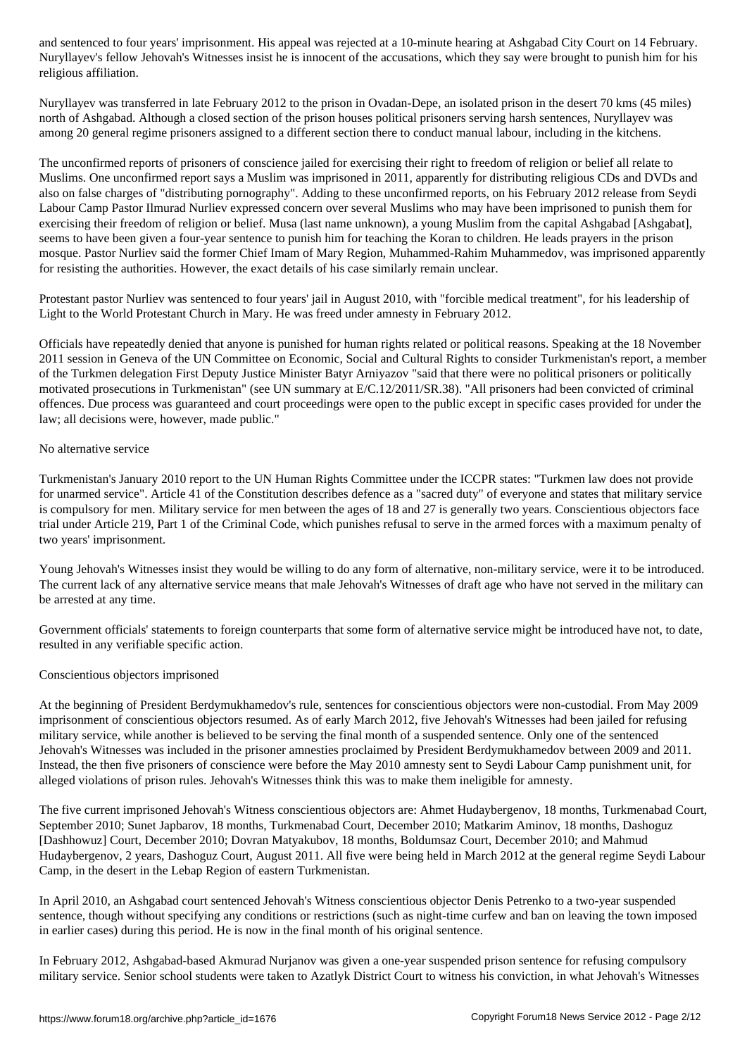and sentenced to four years' imprisonment. His appeal was rejected at a 10-minute hearing at Ashgabad City Court on 14 February. Nuryllayev's fellow Jehovah's Witnesses insist he is innocent of the accusations, which they say were brought to punish him for his religious affiliation.

Nuryllayev was transferred in late February 2012 to the prison in Ovadan-Depe, an isolated prison in the desert 70 kms (45 miles) north of Ashgabad. Although a closed section of the prison houses political prisoners serving harsh sentences, Nuryllayev was among 20 general regime prisoners assigned to a different section there to conduct manual labour, including in the kitchens.

The unconfirmed reports of prisoners of conscience jailed for exercising their right to freedom of religion or belief all relate to Muslims. One unconfirmed report says a Muslim was imprisoned in 2011, apparently for distributing religious CDs and DVDs and also on false charges of "distributing pornography". Adding to these unconfirmed reports, on his February 2012 release from Seydi Labour Camp Pastor Ilmurad Nurliev expressed concern over several Muslims who may have been imprisoned to punish them for exercising their freedom of religion or belief. Musa (last name unknown), a young Muslim from the capital Ashgabad [Ashgabat], seems to have been given a four-year sentence to punish him for teaching the Koran to children. He leads prayers in the prison mosque. Pastor Nurliev said the former Chief Imam of Mary Region, Muhammed-Rahim Muhammedov, was imprisoned apparently for resisting the authorities. However, the exact details of his case similarly remain unclear.

Protestant pastor Nurliev was sentenced to four years' jail in August 2010, with "forcible medical treatment", for his leadership of Light to the World Protestant Church in Mary. He was freed under amnesty in February 2012.

Officials have repeatedly denied that anyone is punished for human rights related or political reasons. Speaking at the 18 November 2011 session in Geneva of the UN Committee on Economic, Social and Cultural Rights to consider Turkmenistan's report, a member of the Turkmen delegation First Deputy Justice Minister Batyr Arniyazov "said that there were no political prisoners or politically motivated prosecutions in Turkmenistan" (see UN summary at E/C.12/2011/SR.38). "All prisoners had been convicted of criminal offences. Due process was guaranteed and court proceedings were open to the public except in specific cases provided for under the law; all decisions were, however, made public."

## No alternative service

Turkmenistan's January 2010 report to the UN Human Rights Committee under the ICCPR states: "Turkmen law does not provide for unarmed service". Article 41 of the Constitution describes defence as a "sacred duty" of everyone and states that military service is compulsory for men. Military service for men between the ages of 18 and 27 is generally two years. Conscientious objectors face trial under Article 219, Part 1 of the Criminal Code, which punishes refusal to serve in the armed forces with a maximum penalty of two years' imprisonment.

Young Jehovah's Witnesses insist they would be willing to do any form of alternative, non-military service, were it to be introduced. The current lack of any alternative service means that male Jehovah's Witnesses of draft age who have not served in the military can be arrested at any time.

Government officials' statements to foreign counterparts that some form of alternative service might be introduced have not, to date, resulted in any verifiable specific action.

## Conscientious objectors imprisoned

At the beginning of President Berdymukhamedov's rule, sentences for conscientious objectors were non-custodial. From May 2009 imprisonment of conscientious objectors resumed. As of early March 2012, five Jehovah's Witnesses had been jailed for refusing military service, while another is believed to be serving the final month of a suspended sentence. Only one of the sentenced Jehovah's Witnesses was included in the prisoner amnesties proclaimed by President Berdymukhamedov between 2009 and 2011. Instead, the then five prisoners of conscience were before the May 2010 amnesty sent to Seydi Labour Camp punishment unit, for alleged violations of prison rules. Jehovah's Witnesses think this was to make them ineligible for amnesty.

The five current imprisoned Jehovah's Witness conscientious objectors are: Ahmet Hudaybergenov, 18 months, Turkmenabad Court, September 2010; Sunet Japbarov, 18 months, Turkmenabad Court, December 2010; Matkarim Aminov, 18 months, Dashoguz [Dashhowuz] Court, December 2010; Dovran Matyakubov, 18 months, Boldumsaz Court, December 2010; and Mahmud Hudaybergenov, 2 years, Dashoguz Court, August 2011. All five were being held in March 2012 at the general regime Seydi Labour Camp, in the desert in the Lebap Region of eastern Turkmenistan.

In April 2010, an Ashgabad court sentenced Jehovah's Witness conscientious objector Denis Petrenko to a two-year suspended sentence, though without specifying any conditions or restrictions (such as night-time curfew and ban on leaving the town imposed in earlier cases) during this period. He is now in the final month of his original sentence.

In February 2012, Ashgabad-based Akmurad Nurjanov was given a one-year suspended prison sentence for refusing compulsory military service. Senior school students were taken to Azatlyk District Court to witness his conviction, in what Jehovah's Witnesses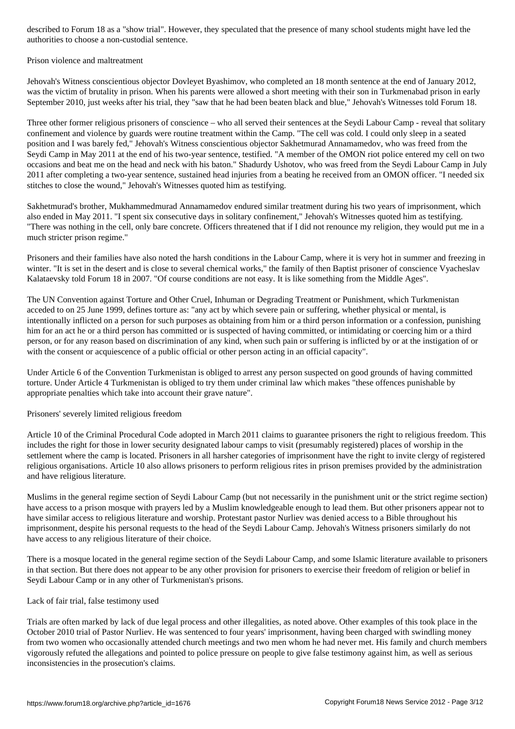described to Forum 18 as a "show trial". However, they speculated that the presence of many school students might have led the authorities to choose a non-custodial sentence.

## Prison violence and maltreatment

Jehovah's Witness conscientious objector Dovleyet Byashimov, who completed an 18 month sentence at the end of January 2012, was the victim of brutality in prison. When his parents were allowed a short meeting with their son in Turkmenabad prison in early September 2010, just weeks after his trial, they "saw that he had been beaten black and blue," Jehovah's Witnesses told Forum 18.

Three other former religious prisoners of conscience – who all served their sentences at the Seydi Labour Camp - reveal that solitary confinement and violence by guards were routine treatment within the Camp. "The cell was cold. I could only sleep in a seated position and I was barely fed," Jehovah's Witness conscientious objector Sakhetmurad Annamamedov, who was freed from the Seydi Camp in May 2011 at the end of his two-year sentence, testified. "A member of the OMON riot police entered my cell on two occasions and beat me on the head and neck with his baton." Shadurdy Ushotov, who was freed from the Seydi Labour Camp in July 2011 after completing a two-year sentence, sustained head injuries from a beating he received from an OMON officer. "I needed six stitches to close the wound," Jehovah's Witnesses quoted him as testifying.

Sakhetmurad's brother, Mukhammedmurad Annamamedov endured similar treatment during his two years of imprisonment, which also ended in May 2011. "I spent six consecutive days in solitary confinement," Jehovah's Witnesses quoted him as testifying. "There was nothing in the cell, only bare concrete. Officers threatened that if I did not renounce my religion, they would put me in a much stricter prison regime."

Prisoners and their families have also noted the harsh conditions in the Labour Camp, where it is very hot in summer and freezing in winter. "It is set in the desert and is close to several chemical works," the family of then Baptist prisoner of conscience Vyacheslav Kalataevsky told Forum 18 in 2007. "Of course conditions are not easy. It is like something from the Middle Ages".

The UN Convention against Torture and Other Cruel, Inhuman or Degrading Treatment or Punishment, which Turkmenistan acceded to on 25 June 1999, defines torture as: "any act by which severe pain or suffering, whether physical or mental, is intentionally inflicted on a person for such purposes as obtaining from him or a third person information or a confession, punishing him for an act he or a third person has committed or is suspected of having committed, or intimidating or coercing him or a third person, or for any reason based on discrimination of any kind, when such pain or suffering is inflicted by or at the instigation of or with the consent or acquiescence of a public official or other person acting in an official capacity".

Under Article 6 of the Convention Turkmenistan is obliged to arrest any person suspected on good grounds of having committed torture. Under Article 4 Turkmenistan is obliged to try them under criminal law which makes "these offences punishable by appropriate penalties which take into account their grave nature".

## Prisoners' severely limited religious freedom

Article 10 of the Criminal Procedural Code adopted in March 2011 claims to guarantee prisoners the right to religious freedom. This includes the right for those in lower security designated labour camps to visit (presumably registered) places of worship in the settlement where the camp is located. Prisoners in all harsher categories of imprisonment have the right to invite clergy of registered religious organisations. Article 10 also allows prisoners to perform religious rites in prison premises provided by the administration and have religious literature.

Muslims in the general regime section of Seydi Labour Camp (but not necessarily in the punishment unit or the strict regime section) have access to a prison mosque with prayers led by a Muslim knowledgeable enough to lead them. But other prisoners appear not to have similar access to religious literature and worship. Protestant pastor Nurliev was denied access to a Bible throughout his imprisonment, despite his personal requests to the head of the Seydi Labour Camp. Jehovah's Witness prisoners similarly do not have access to any religious literature of their choice.

There is a mosque located in the general regime section of the Seydi Labour Camp, and some Islamic literature available to prisoners in that section. But there does not appear to be any other provision for prisoners to exercise their freedom of religion or belief in Seydi Labour Camp or in any other of Turkmenistan's prisons.

## Lack of fair trial, false testimony used

Trials are often marked by lack of due legal process and other illegalities, as noted above. Other examples of this took place in the October 2010 trial of Pastor Nurliev. He was sentenced to four years' imprisonment, having been charged with swindling money from two women who occasionally attended church meetings and two men whom he had never met. His family and church members vigorously refuted the allegations and pointed to police pressure on people to give false testimony against him, as well as serious inconsistencies in the prosecution's claims.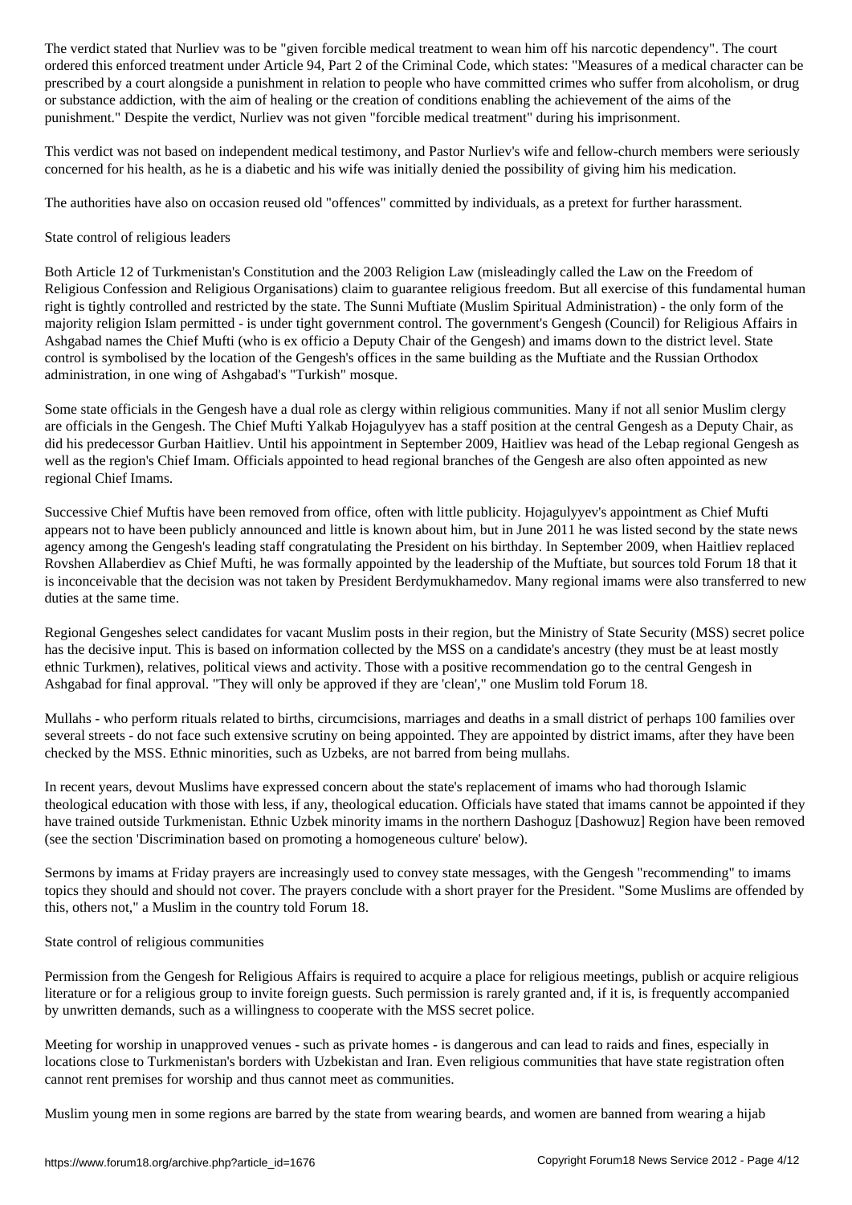The verdict stated that Nurliev was to be "given forcible medical treatment to wean him off his narcotic dependency". The court ordered this enforced treatment under Article 94, Part 2 of the Criminal Code, which states: "Measures of a medical character can be prescribed by a court alongside a punishment in relation to people who have committed crimes who suffer from alcoholism, or drug or substance addiction, with the aim of healing or the creation of conditions enabling the achievement of the aims of the punishment." Despite the verdict, Nurliev was not given "forcible medical treatment" during his imprisonment.

This verdict was not based on independent medical testimony, and Pastor Nurliev's wife and fellow-church members were seriously concerned for his health, as he is a diabetic and his wife was initially denied the possibility of giving him his medication.

The authorities have also on occasion reused old "offences" committed by individuals, as a pretext for further harassment.

## State control of religious leaders

Both Article 12 of Turkmenistan's Constitution and the 2003 Religion Law (misleadingly called the Law on the Freedom of Religious Confession and Religious Organisations) claim to guarantee religious freedom. But all exercise of this fundamental human right is tightly controlled and restricted by the state. The Sunni Muftiate (Muslim Spiritual Administration) - the only form of the majority religion Islam permitted - is under tight government control. The government's Gengesh (Council) for Religious Affairs in Ashgabad names the Chief Mufti (who is ex officio a Deputy Chair of the Gengesh) and imams down to the district level. State control is symbolised by the location of the Gengesh's offices in the same building as the Muftiate and the Russian Orthodox administration, in one wing of Ashgabad's "Turkish" mosque.

Some state officials in the Gengesh have a dual role as clergy within religious communities. Many if not all senior Muslim clergy are officials in the Gengesh. The Chief Mufti Yalkab Hojagulyyev has a staff position at the central Gengesh as a Deputy Chair, as did his predecessor Gurban Haitliev. Until his appointment in September 2009, Haitliev was head of the Lebap regional Gengesh as well as the region's Chief Imam. Officials appointed to head regional branches of the Gengesh are also often appointed as new regional Chief Imams.

Successive Chief Muftis have been removed from office, often with little publicity. Hojagulyyev's appointment as Chief Mufti appears not to have been publicly announced and little is known about him, but in June 2011 he was listed second by the state news agency among the Gengesh's leading staff congratulating the President on his birthday. In September 2009, when Haitliev replaced Rovshen Allaberdiev as Chief Mufti, he was formally appointed by the leadership of the Muftiate, but sources told Forum 18 that it is inconceivable that the decision was not taken by President Berdymukhamedov. Many regional imams were also transferred to new duties at the same time.

Regional Gengeshes select candidates for vacant Muslim posts in their region, but the Ministry of State Security (MSS) secret police has the decisive input. This is based on information collected by the MSS on a candidate's ancestry (they must be at least mostly ethnic Turkmen), relatives, political views and activity. Those with a positive recommendation go to the central Gengesh in Ashgabad for final approval. "They will only be approved if they are 'clean'," one Muslim told Forum 18.

Mullahs - who perform rituals related to births, circumcisions, marriages and deaths in a small district of perhaps 100 families over several streets - do not face such extensive scrutiny on being appointed. They are appointed by district imams, after they have been checked by the MSS. Ethnic minorities, such as Uzbeks, are not barred from being mullahs.

In recent years, devout Muslims have expressed concern about the state's replacement of imams who had thorough Islamic theological education with those with less, if any, theological education. Officials have stated that imams cannot be appointed if they have trained outside Turkmenistan. Ethnic Uzbek minority imams in the northern Dashoguz [Dashowuz] Region have been removed (see the section 'Discrimination based on promoting a homogeneous culture' below).

Sermons by imams at Friday prayers are increasingly used to convey state messages, with the Gengesh "recommending" to imams topics they should and should not cover. The prayers conclude with a short prayer for the President. "Some Muslims are offended by this, others not," a Muslim in the country told Forum 18.

## State control of religious communities

Permission from the Gengesh for Religious Affairs is required to acquire a place for religious meetings, publish or acquire religious literature or for a religious group to invite foreign guests. Such permission is rarely granted and, if it is, is frequently accompanied by unwritten demands, such as a willingness to cooperate with the MSS secret police.

Meeting for worship in unapproved venues - such as private homes - is dangerous and can lead to raids and fines, especially in locations close to Turkmenistan's borders with Uzbekistan and Iran. Even religious communities that have state registration often cannot rent premises for worship and thus cannot meet as communities.

Muslim young men in some regions are barred by the state from wearing beards, and women are banned from wearing a hijab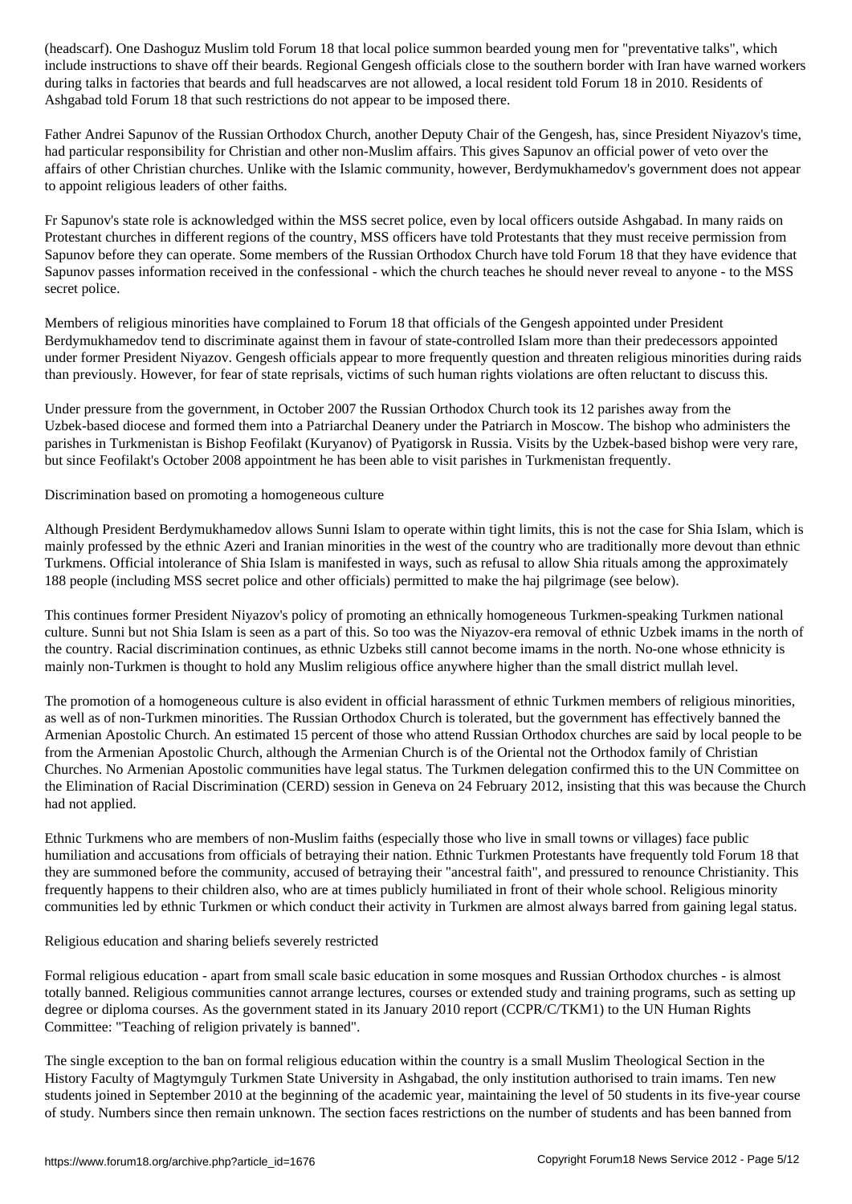(headscarf). One Dashoguz Muslim told Forum 18 that local police summon bearded young men for "preventative talks", which include instructions to shave off their beards. Regional Gengesh officials close to the southern border with Iran have warned workers during talks in factories that beards and full headscarves are not allowed, a local resident told Forum 18 in 2010. Residents of Ashgabad told Forum 18 that such restrictions do not appear to be imposed there.

Father Andrei Sapunov of the Russian Orthodox Church, another Deputy Chair of the Gengesh, has, since President Niyazov's time, had particular responsibility for Christian and other non-Muslim affairs. This gives Sapunov an official power of veto over the affairs of other Christian churches. Unlike with the Islamic community, however, Berdymukhamedov's government does not appear to appoint religious leaders of other faiths.

Fr Sapunov's state role is acknowledged within the MSS secret police, even by local officers outside Ashgabad. In many raids on Protestant churches in different regions of the country, MSS officers have told Protestants that they must receive permission from Sapunov before they can operate. Some members of the Russian Orthodox Church have told Forum 18 that they have evidence that Sapunov passes information received in the confessional - which the church teaches he should never reveal to anyone - to the MSS secret police.

Members of religious minorities have complained to Forum 18 that officials of the Gengesh appointed under President Berdymukhamedov tend to discriminate against them in favour of state-controlled Islam more than their predecessors appointed under former President Niyazov. Gengesh officials appear to more frequently question and threaten religious minorities during raids than previously. However, for fear of state reprisals, victims of such human rights violations are often reluctant to discuss this.

Under pressure from the government, in October 2007 the Russian Orthodox Church took its 12 parishes away from the Uzbek-based diocese and formed them into a Patriarchal Deanery under the Patriarch in Moscow. The bishop who administers the parishes in Turkmenistan is Bishop Feofilakt (Kuryanov) of Pyatigorsk in Russia. Visits by the Uzbek-based bishop were very rare, but since Feofilakt's October 2008 appointment he has been able to visit parishes in Turkmenistan frequently.

Discrimination based on promoting a homogeneous culture

Although President Berdymukhamedov allows Sunni Islam to operate within tight limits, this is not the case for Shia Islam, which is mainly professed by the ethnic Azeri and Iranian minorities in the west of the country who are traditionally more devout than ethnic Turkmens. Official intolerance of Shia Islam is manifested in ways, such as refusal to allow Shia rituals among the approximately 188 people (including MSS secret police and other officials) permitted to make the haj pilgrimage (see below).

This continues former President Niyazov's policy of promoting an ethnically homogeneous Turkmen-speaking Turkmen national culture. Sunni but not Shia Islam is seen as a part of this. So too was the Niyazov-era removal of ethnic Uzbek imams in the north of the country. Racial discrimination continues, as ethnic Uzbeks still cannot become imams in the north. No-one whose ethnicity is mainly non-Turkmen is thought to hold any Muslim religious office anywhere higher than the small district mullah level.

The promotion of a homogeneous culture is also evident in official harassment of ethnic Turkmen members of religious minorities, as well as of non-Turkmen minorities. The Russian Orthodox Church is tolerated, but the government has effectively banned the Armenian Apostolic Church. An estimated 15 percent of those who attend Russian Orthodox churches are said by local people to be from the Armenian Apostolic Church, although the Armenian Church is of the Oriental not the Orthodox family of Christian Churches. No Armenian Apostolic communities have legal status. The Turkmen delegation confirmed this to the UN Committee on the Elimination of Racial Discrimination (CERD) session in Geneva on 24 February 2012, insisting that this was because the Church had not applied.

Ethnic Turkmens who are members of non-Muslim faiths (especially those who live in small towns or villages) face public humiliation and accusations from officials of betraying their nation. Ethnic Turkmen Protestants have frequently told Forum 18 that they are summoned before the community, accused of betraying their "ancestral faith", and pressured to renounce Christianity. This frequently happens to their children also, who are at times publicly humiliated in front of their whole school. Religious minority communities led by ethnic Turkmen or which conduct their activity in Turkmen are almost always barred from gaining legal status.

Religious education and sharing beliefs severely restricted

Formal religious education - apart from small scale basic education in some mosques and Russian Orthodox churches - is almost totally banned. Religious communities cannot arrange lectures, courses or extended study and training programs, such as setting up degree or diploma courses. As the government stated in its January 2010 report (CCPR/C/TKM1) to the UN Human Rights Committee: "Teaching of religion privately is banned".

The single exception to the ban on formal religious education within the country is a small Muslim Theological Section in the History Faculty of Magtymguly Turkmen State University in Ashgabad, the only institution authorised to train imams. Ten new students joined in September 2010 at the beginning of the academic year, maintaining the level of 50 students in its five-year course of study. Numbers since then remain unknown. The section faces restrictions on the number of students and has been banned from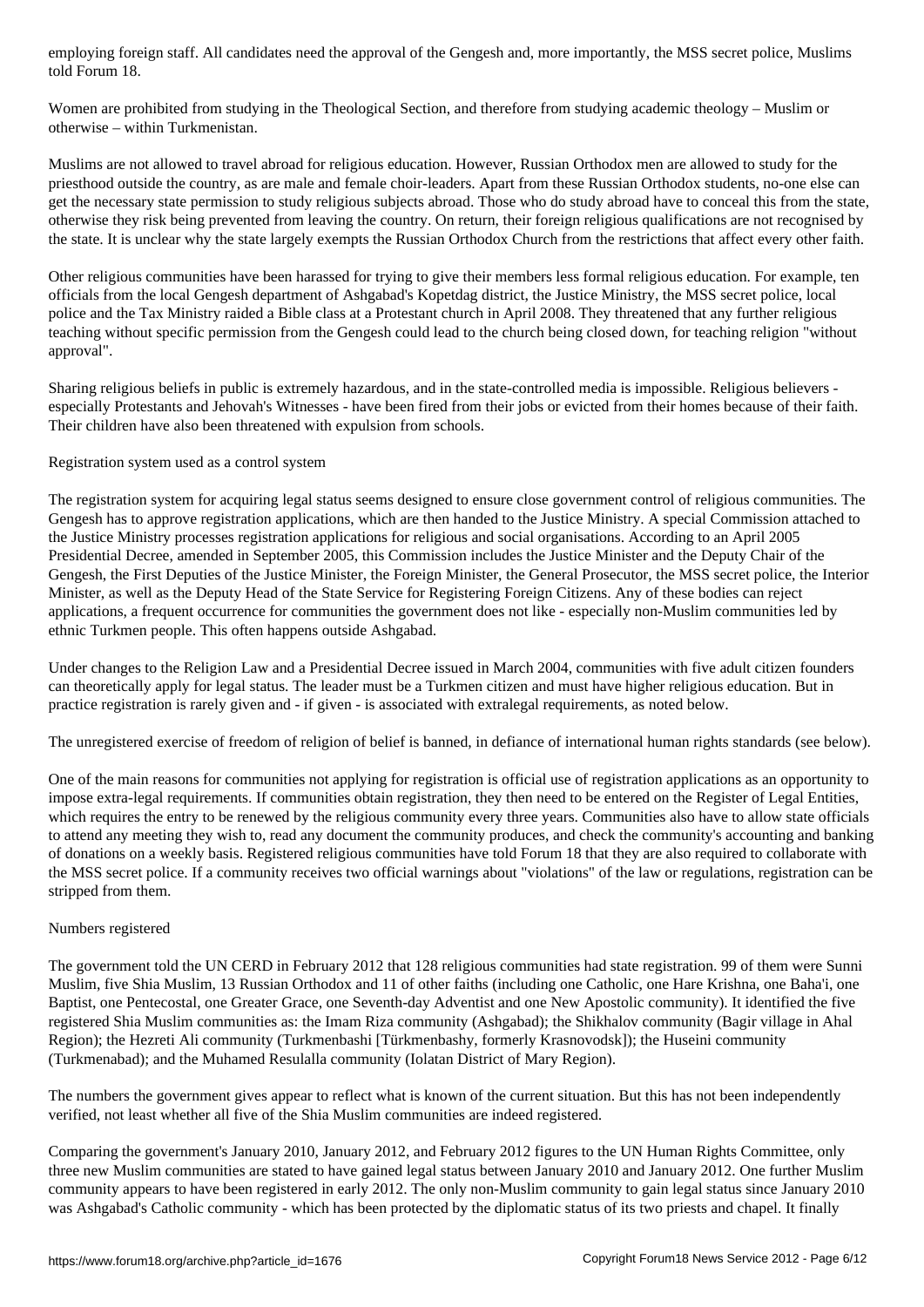employing foreign staff. All candidates need the approval of the Gengesh and, more importantly, the MSS secret police, Muslims told Forum 18.

Women are prohibited from studying in the Theological Section, and therefore from studying academic theology – Muslim or otherwise – within Turkmenistan.

Muslims are not allowed to travel abroad for religious education. However, Russian Orthodox men are allowed to study for the priesthood outside the country, as are male and female choir-leaders. Apart from these Russian Orthodox students, no-one else can get the necessary state permission to study religious subjects abroad. Those who do study abroad have to conceal this from the state, otherwise they risk being prevented from leaving the country. On return, their foreign religious qualifications are not recognised by the state. It is unclear why the state largely exempts the Russian Orthodox Church from the restrictions that affect every other faith.

Other religious communities have been harassed for trying to give their members less formal religious education. For example, ten officials from the local Gengesh department of Ashgabad's Kopetdag district, the Justice Ministry, the MSS secret police, local police and the Tax Ministry raided a Bible class at a Protestant church in April 2008. They threatened that any further religious teaching without specific permission from the Gengesh could lead to the church being closed down, for teaching religion "without approval".

Sharing religious beliefs in public is extremely hazardous, and in the state-controlled media is impossible. Religious believers - especially Protestants and Jehovah's Witnesses - have been fired from their jobs or evicted from their homes because of their faith. Their children have also been threatened with expulsion from schools.

## Registration system used as a control system

The registration system for acquiring legal status seems designed to ensure close government control of religious communities. The Gengesh has to approve registration applications, which are then handed to the Justice Ministry. A special Commission attached to the Justice Ministry processes registration applications for religious and social organisations. According to an April 2005 Presidential Decree, amended in September 2005, this Commission includes the Justice Minister and the Deputy Chair of the Gengesh, the First Deputies of the Justice Minister, the Foreign Minister, the General Prosecutor, the MSS secret police, the Interior Minister, as well as the Deputy Head of the State Service for Registering Foreign Citizens. Any of these bodies can reject applications, a frequent occurrence for communities the government does not like - especially non-Muslim communities led by ethnic Turkmen people. This often happens outside Ashgabad.

Under changes to the Religion Law and a Presidential Decree issued in March 2004, communities with five adult citizen founders can theoretically apply for legal status. The leader must be a Turkmen citizen and must have higher religious education. But in practice registration is rarely given and - if given - is associated with extralegal requirements, as noted below.

The unregistered exercise of freedom of religion of belief is banned, in defiance of international human rights standards (see below).

One of the main reasons for communities not applying for registration is official use of registration applications as an opportunity to impose extra-legal requirements. If communities obtain registration, they then need to be entered on the Register of Legal Entities, which requires the entry to be renewed by the religious community every three years. Communities also have to allow state officials to attend any meeting they wish to, read any document the community produces, and check the community's accounting and banking of donations on a weekly basis. Registered religious communities have told Forum 18 that they are also required to collaborate with the MSS secret police. If a community receives two official warnings about "violations" of the law or regulations, registration can be stripped from them.

## Numbers registered

The government told the UN CERD in February 2012 that 128 religious communities had state registration. 99 of them were Sunni Muslim, five Shia Muslim, 13 Russian Orthodox and 11 of other faiths (including one Catholic, one Hare Krishna, one Baha'i, one Baptist, one Pentecostal, one Greater Grace, one Seventh-day Adventist and one New Apostolic community). It identified the five registered Shia Muslim communities as: the Imam Riza community (Ashgabad); the Shikhalov community (Bagir village in Ahal Region); the Hezreti Ali community (Turkmenbashi [Türkmenbashy, formerly Krasnovodsk]); the Huseini community (Turkmenabad); and the Muhamed Resulalla community (Iolatan District of Mary Region).

The numbers the government gives appear to reflect what is known of the current situation. But this has not been independently verified, not least whether all five of the Shia Muslim communities are indeed registered.

Comparing the government's January 2010, January 2012, and February 2012 figures to the UN Human Rights Committee, only three new Muslim communities are stated to have gained legal status between January 2010 and January 2012. One further Muslim community appears to have been registered in early 2012. The only non-Muslim community to gain legal status since January 2010 was Ashgabad's Catholic community - which has been protected by the diplomatic status of its two priests and chapel. It finally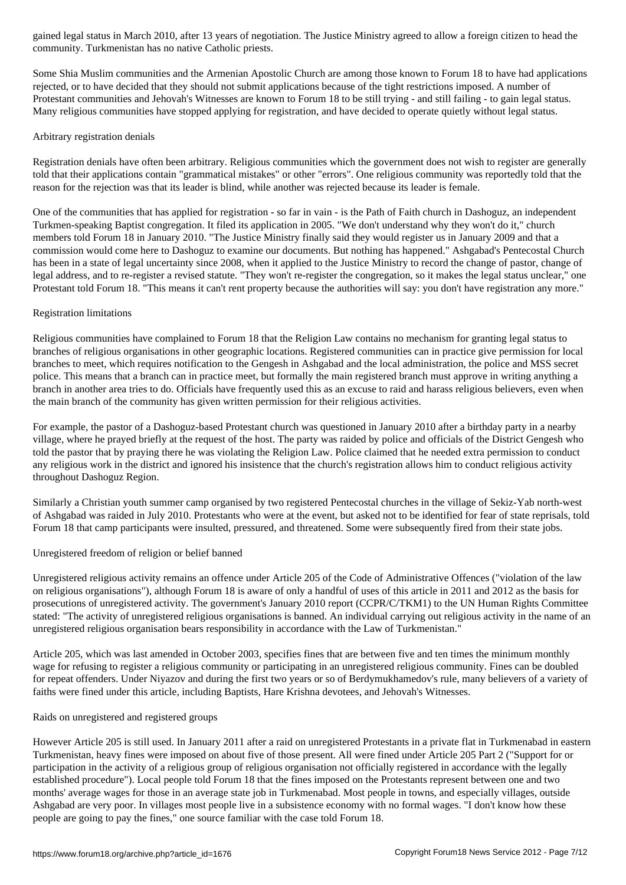gained legal status in March 2010, after 13 years of negotiation. The Justice Ministry agreed to allow a foreign citizen to head the community. Turkmenistan has no native Catholic priests.

Some Shia Muslim communities and the Armenian Apostolic Church are among those known to Forum 18 to have had applications rejected, or to have decided that they should not submit applications because of the tight restrictions imposed. A number of Protestant communities and Jehovah's Witnesses are known to Forum 18 to be still trying - and still failing - to gain legal status. Many religious communities have stopped applying for registration, and have decided to operate quietly without legal status.

## Arbitrary registration denials

Registration denials have often been arbitrary. Religious communities which the government does not wish to register are generally told that their applications contain "grammatical mistakes" or other "errors". One religious community was reportedly told that the reason for the rejection was that its leader is blind, while another was rejected because its leader is female.

One of the communities that has applied for registration - so far in vain - is the Path of Faith church in Dashoguz, an independent Turkmen-speaking Baptist congregation. It filed its application in 2005. "We don't understand why they won't do it," church members told Forum 18 in January 2010. "The Justice Ministry finally said they would register us in January 2009 and that a commission would come here to Dashoguz to examine our documents. But nothing has happened." Ashgabad's Pentecostal Church has been in a state of legal uncertainty since 2008, when it applied to the Justice Ministry to record the change of pastor, change of legal address, and to re-register a revised statute. "They won't re-register the congregation, so it makes the legal status unclear," one Protestant told Forum 18. "This means it can't rent property because the authorities will say: you don't have registration any more."

## Registration limitations

Religious communities have complained to Forum 18 that the Religion Law contains no mechanism for granting legal status to branches of religious organisations in other geographic locations. Registered communities can in practice give permission for local branches to meet, which requires notification to the Gengesh in Ashgabad and the local administration, the police and MSS secret police. This means that a branch can in practice meet, but formally the main registered branch must approve in writing anything a branch in another area tries to do. Officials have frequently used this as an excuse to raid and harass religious believers, even when the main branch of the community has given written permission for their religious activities.

For example, the pastor of a Dashoguz-based Protestant church was questioned in January 2010 after a birthday party in a nearby village, where he prayed briefly at the request of the host. The party was raided by police and officials of the District Gengesh who told the pastor that by praying there he was violating the Religion Law. Police claimed that he needed extra permission to conduct any religious work in the district and ignored his insistence that the church's registration allows him to conduct religious activity throughout Dashoguz Region.

Similarly a Christian youth summer camp organised by two registered Pentecostal churches in the village of Sekiz-Yab north-west of Ashgabad was raided in July 2010. Protestants who were at the event, but asked not to be identified for fear of state reprisals, told Forum 18 that camp participants were insulted, pressured, and threatened. Some were subsequently fired from their state jobs.

## Unregistered freedom of religion or belief banned

Unregistered religious activity remains an offence under Article 205 of the Code of Administrative Offences ("violation of the law on religious organisations"), although Forum 18 is aware of only a handful of uses of this article in 2011 and 2012 as the basis for prosecutions of unregistered activity. The government's January 2010 report (CCPR/C/TKM1) to the UN Human Rights Committee stated: "The activity of unregistered religious organisations is banned. An individual carrying out religious activity in the name of an unregistered religious organisation bears responsibility in accordance with the Law of Turkmenistan."

Article 205, which was last amended in October 2003, specifies fines that are between five and ten times the minimum monthly wage for refusing to register a religious community or participating in an unregistered religious community. Fines can be doubled for repeat offenders. Under Niyazov and during the first two years or so of Berdymukhamedov's rule, many believers of a variety of faiths were fined under this article, including Baptists, Hare Krishna devotees, and Jehovah's Witnesses.

## Raids on unregistered and registered groups

However Article 205 is still used. In January 2011 after a raid on unregistered Protestants in a private flat in Turkmenabad in eastern Turkmenistan, heavy fines were imposed on about five of those present. All were fined under Article 205 Part 2 ("Support for or participation in the activity of a religious group of religious organisation not officially registered in accordance with the legally established procedure"). Local people told Forum 18 that the fines imposed on the Protestants represent between one and two months' average wages for those in an average state job in Turkmenabad. Most people in towns, and especially villages, outside Ashgabad are very poor. In villages most people live in a subsistence economy with no formal wages. "I don't know how these people are going to pay the fines," one source familiar with the case told Forum 18.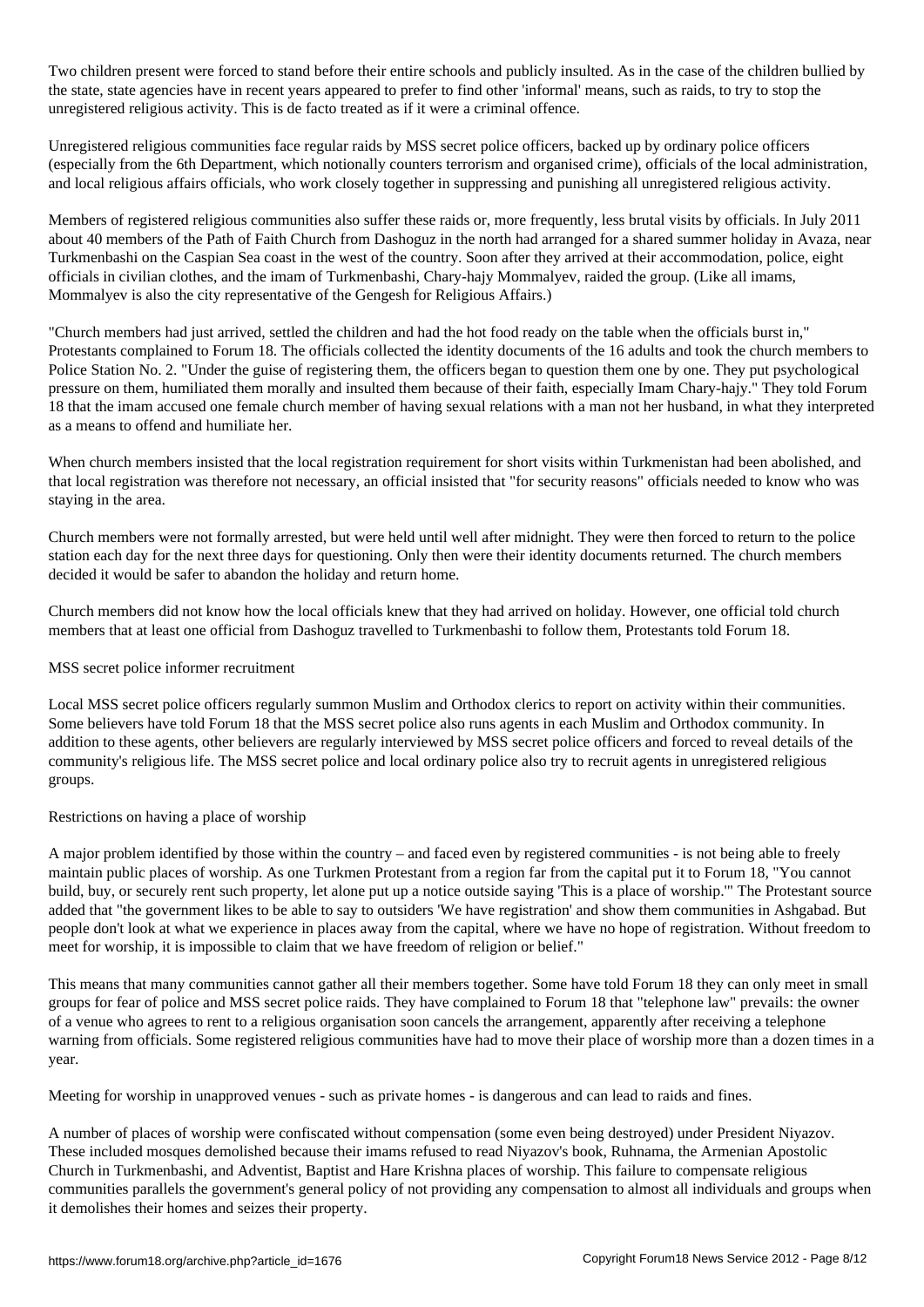Two children present were forced to stand before their entire schools and publicly insulted. As in the case of the children bullied by the state, state agencies have in recent years appeared to prefer to find other 'informal' means, such as raids, to try to stop the unregistered religious activity. This is de facto treated as if it were a criminal offence.

Unregistered religious communities face regular raids by MSS secret police officers, backed up by ordinary police officers (especially from the 6th Department, which notionally counters terrorism and organised crime), officials of the local administration, and local religious affairs officials, who work closely together in suppressing and punishing all unregistered religious activity.

Members of registered religious communities also suffer these raids or, more frequently, less brutal visits by officials. In July 2011 about 40 members of the Path of Faith Church from Dashoguz in the north had arranged for a shared summer holiday in Avaza, near Turkmenbashi on the Caspian Sea coast in the west of the country. Soon after they arrived at their accommodation, police, eight officials in civilian clothes, and the imam of Turkmenbashi, Chary-hajy Mommalyev, raided the group. (Like all imams, Mommalyev is also the city representative of the Gengesh for Religious Affairs.)

"Church members had just arrived, settled the children and had the hot food ready on the table when the officials burst in," Protestants complained to Forum 18. The officials collected the identity documents of the 16 adults and took the church members to Police Station No. 2. "Under the guise of registering them, the officers began to question them one by one. They put psychological pressure on them, humiliated them morally and insulted them because of their faith, especially Imam Chary-hajy." They told Forum 18 that the imam accused one female church member of having sexual relations with a man not her husband, in what they interpreted as a means to offend and humiliate her.

When church members insisted that the local registration requirement for short visits within Turkmenistan had been abolished, and that local registration was therefore not necessary, an official insisted that "for security reasons" officials needed to know who was staying in the area.

Church members were not formally arrested, but were held until well after midnight. They were then forced to return to the police station each day for the next three days for questioning. Only then were their identity documents returned. The church members decided it would be safer to abandon the holiday and return home.

Church members did not know how the local officials knew that they had arrived on holiday. However, one official told church members that at least one official from Dashoguz travelled to Turkmenbashi to follow them, Protestants told Forum 18.

## MSS secret police informer recruitment

Local MSS secret police officers regularly summon Muslim and Orthodox clerics to report on activity within their communities. Some believers have told Forum 18 that the MSS secret police also runs agents in each Muslim and Orthodox community. In addition to these agents, other believers are regularly interviewed by MSS secret police officers and forced to reveal details of the community's religious life. The MSS secret police and local ordinary police also try to recruit agents in unregistered religious groups.

## Restrictions on having a place of worship

A major problem identified by those within the country – and faced even by registered communities - is not being able to freely maintain public places of worship. As one Turkmen Protestant from a region far from the capital put it to Forum 18, "You cannot build, buy, or securely rent such property, let alone put up a notice outside saying 'This is a place of worship.'" The Protestant source added that "the government likes to be able to say to outsiders 'We have registration' and show them communities in Ashgabad. But people don't look at what we experience in places away from the capital, where we have no hope of registration. Without freedom to meet for worship, it is impossible to claim that we have freedom of religion or belief."

This means that many communities cannot gather all their members together. Some have told Forum 18 they can only meet in small groups for fear of police and MSS secret police raids. They have complained to Forum 18 that "telephone law" prevails: the owner of a venue who agrees to rent to a religious organisation soon cancels the arrangement, apparently after receiving a telephone warning from officials. Some registered religious communities have had to move their place of worship more than a dozen times in a year.

Meeting for worship in unapproved venues - such as private homes - is dangerous and can lead to raids and fines.

A number of places of worship were confiscated without compensation (some even being destroyed) under President Niyazov. These included mosques demolished because their imams refused to read Niyazov's book, Ruhnama, the Armenian Apostolic Church in Turkmenbashi, and Adventist, Baptist and Hare Krishna places of worship. This failure to compensate religious communities parallels the government's general policy of not providing any compensation to almost all individuals and groups when it demolishes their homes and seizes their property.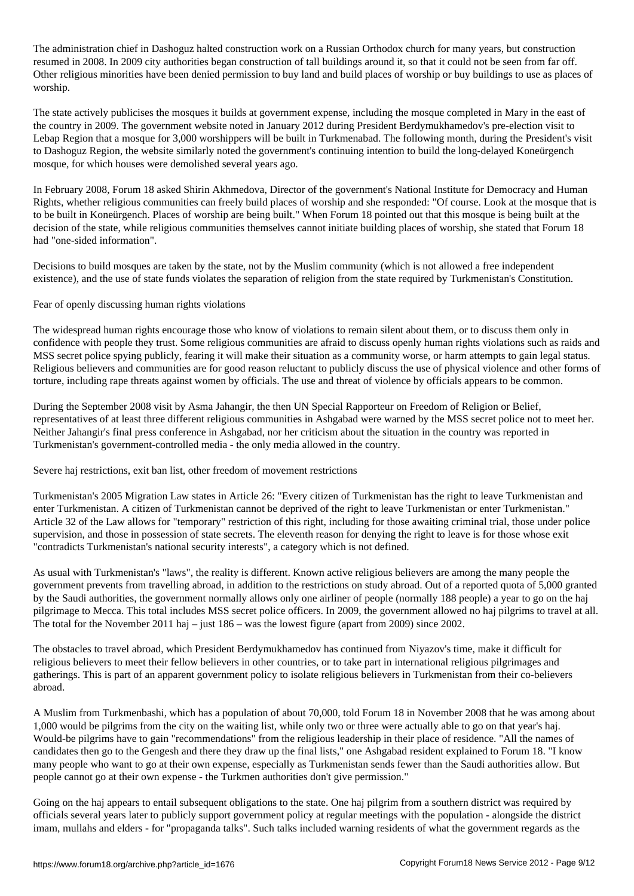The administration chief in Dashoguz halted construction work on a Russian Orthodox church for many years, but construction resumed in 2008. In 2009 city authorities began construction of tall buildings around it, so that it could not be seen from far off. Other religious minorities have been denied permission to buy land and build places of worship or buy buildings to use as places of worship.

The state actively publicises the mosques it builds at government expense, including the mosque completed in Mary in the east of the country in 2009. The government website noted in January 2012 during President Berdymukhamedov's pre-election visit to Lebap Region that a mosque for 3,000 worshippers will be built in Turkmenabad. The following month, during the President's visit to Dashoguz Region, the website similarly noted the government's continuing intention to build the long-delayed Koneürgench mosque, for which houses were demolished several years ago.

In February 2008, Forum 18 asked Shirin Akhmedova, Director of the government's National Institute for Democracy and Human Rights, whether religious communities can freely build places of worship and she responded: "Of course. Look at the mosque that is to be built in Koneürgench. Places of worship are being built." When Forum 18 pointed out that this mosque is being built at the decision of the state, while religious communities themselves cannot initiate building places of worship, she stated that Forum 18 had "one-sided information".

Decisions to build mosques are taken by the state, not by the Muslim community (which is not allowed a free independent existence), and the use of state funds violates the separation of religion from the state required by Turkmenistan's Constitution.

Fear of openly discussing human rights violations

The widespread human rights encourage those who know of violations to remain silent about them, or to discuss them only in confidence with people they trust. Some religious communities are afraid to discuss openly human rights violations such as raids and MSS secret police spying publicly, fearing it will make their situation as a community worse, or harm attempts to gain legal status. Religious believers and communities are for good reason reluctant to publicly discuss the use of physical violence and other forms of torture, including rape threats against women by officials. The use and threat of violence by officials appears to be common.

During the September 2008 visit by Asma Jahangir, the then UN Special Rapporteur on Freedom of Religion or Belief, representatives of at least three different religious communities in Ashgabad were warned by the MSS secret police not to meet her. Neither Jahangir's final press conference in Ashgabad, nor her criticism about the situation in the country was reported in Turkmenistan's government-controlled media - the only media allowed in the country.

Severe haj restrictions, exit ban list, other freedom of movement restrictions

Turkmenistan's 2005 Migration Law states in Article 26: "Every citizen of Turkmenistan has the right to leave Turkmenistan and enter Turkmenistan. A citizen of Turkmenistan cannot be deprived of the right to leave Turkmenistan or enter Turkmenistan." Article 32 of the Law allows for "temporary" restriction of this right, including for those awaiting criminal trial, those under police supervision, and those in possession of state secrets. The eleventh reason for denying the right to leave is for those whose exit "contradicts Turkmenistan's national security interests", a category which is not defined.

As usual with Turkmenistan's "laws", the reality is different. Known active religious believers are among the many people the government prevents from travelling abroad, in addition to the restrictions on study abroad. Out of a reported quota of 5,000 granted by the Saudi authorities, the government normally allows only one airliner of people (normally 188 people) a year to go on the haj pilgrimage to Mecca. This total includes MSS secret police officers. In 2009, the government allowed no haj pilgrims to travel at all. The total for the November 2011 haj – just 186 – was the lowest figure (apart from 2009) since 2002.

The obstacles to travel abroad, which President Berdymukhamedov has continued from Niyazov's time, make it difficult for religious believers to meet their fellow believers in other countries, or to take part in international religious pilgrimages and gatherings. This is part of an apparent government policy to isolate religious believers in Turkmenistan from their co-believers abroad.

A Muslim from Turkmenbashi, which has a population of about 70,000, told Forum 18 in November 2008 that he was among about 1,000 would be pilgrims from the city on the waiting list, while only two or three were actually able to go on that year's haj. Would-be pilgrims have to gain "recommendations" from the religious leadership in their place of residence. "All the names of candidates then go to the Gengesh and there they draw up the final lists," one Ashgabad resident explained to Forum 18. "I know many people who want to go at their own expense, especially as Turkmenistan sends fewer than the Saudi authorities allow. But people cannot go at their own expense - the Turkmen authorities don't give permission."

Going on the haj appears to entail subsequent obligations to the state. One haj pilgrim from a southern district was required by officials several years later to publicly support government policy at regular meetings with the population - alongside the district imam, mullahs and elders - for "propaganda talks". Such talks included warning residents of what the government regards as the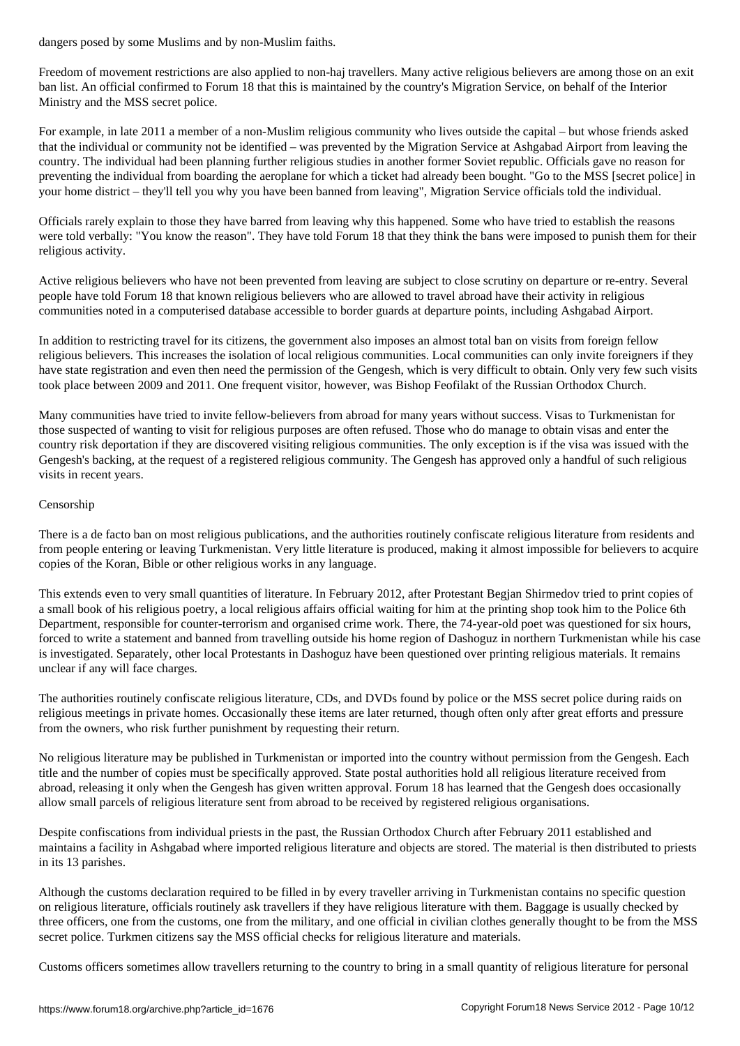dangers posed by some Muslims and by non-Muslim faiths.

Freedom of movement restrictions are also applied to non-haj travellers. Many active religious believers are among those on an exit ban list. An official confirmed to Forum 18 that this is maintained by the country's Migration Service, on behalf of the Interior Ministry and the MSS secret police.

For example, in late 2011 a member of a non-Muslim religious community who lives outside the capital – but whose friends asked that the individual or community not be identified – was prevented by the Migration Service at Ashgabad Airport from leaving the country. The individual had been planning further religious studies in another former Soviet republic. Officials gave no reason for preventing the individual from boarding the aeroplane for which a ticket had already been bought. "Go to the MSS [secret police] in your home district – they'll tell you why you have been banned from leaving", Migration Service officials told the individual.

Officials rarely explain to those they have barred from leaving why this happened. Some who have tried to establish the reasons were told verbally: "You know the reason". They have told Forum 18 that they think the bans were imposed to punish them for their religious activity.

Active religious believers who have not been prevented from leaving are subject to close scrutiny on departure or re-entry. Several people have told Forum 18 that known religious believers who are allowed to travel abroad have their activity in religious communities noted in a computerised database accessible to border guards at departure points, including Ashgabad Airport.

In addition to restricting travel for its citizens, the government also imposes an almost total ban on visits from foreign fellow religious believers. This increases the isolation of local religious communities. Local communities can only invite foreigners if they have state registration and even then need the permission of the Gengesh, which is very difficult to obtain. Only very few such visits took place between 2009 and 2011. One frequent visitor, however, was Bishop Feofilakt of the Russian Orthodox Church.

Many communities have tried to invite fellow-believers from abroad for many years without success. Visas to Turkmenistan for those suspected of wanting to visit for religious purposes are often refused. Those who do manage to obtain visas and enter the country risk deportation if they are discovered visiting religious communities. The only exception is if the visa was issued with the Gengesh's backing, at the request of a registered religious community. The Gengesh has approved only a handful of such religious visits in recent years.

Censorship

There is a de facto ban on most religious publications, and the authorities routinely confiscate religious literature from residents and from people entering or leaving Turkmenistan. Very little literature is produced, making it almost impossible for believers to acquire copies of the Koran, Bible or other religious works in any language.

This extends even to very small quantities of literature. In February 2012, after Protestant Begjan Shirmedov tried to print copies of a small book of his religious poetry, a local religious affairs official waiting for him at the printing shop took him to the Police 6th Department, responsible for counter-terrorism and organised crime work. There, the 74-year-old poet was questioned for six hours, forced to write a statement and banned from travelling outside his home region of Dashoguz in northern Turkmenistan while his case is investigated. Separately, other local Protestants in Dashoguz have been questioned over printing religious materials. It remains unclear if any will face charges.

The authorities routinely confiscate religious literature, CDs, and DVDs found by police or the MSS secret police during raids on religious meetings in private homes. Occasionally these items are later returned, though often only after great efforts and pressure from the owners, who risk further punishment by requesting their return.

No religious literature may be published in Turkmenistan or imported into the country without permission from the Gengesh. Each title and the number of copies must be specifically approved. State postal authorities hold all religious literature received from abroad, releasing it only when the Gengesh has given written approval. Forum 18 has learned that the Gengesh does occasionally allow small parcels of religious literature sent from abroad to be received by registered religious organisations.

Despite confiscations from individual priests in the past, the Russian Orthodox Church after February 2011 established and maintains a facility in Ashgabad where imported religious literature and objects are stored. The material is then distributed to priests in its 13 parishes.

Although the customs declaration required to be filled in by every traveller arriving in Turkmenistan contains no specific question on religious literature, officials routinely ask travellers if they have religious literature with them. Baggage is usually checked by three officers, one from the customs, one from the military, and one official in civilian clothes generally thought to be from the MSS secret police. Turkmen citizens say the MSS official checks for religious literature and materials.

Customs officers sometimes allow travellers returning to the country to bring in a small quantity of religious literature for personal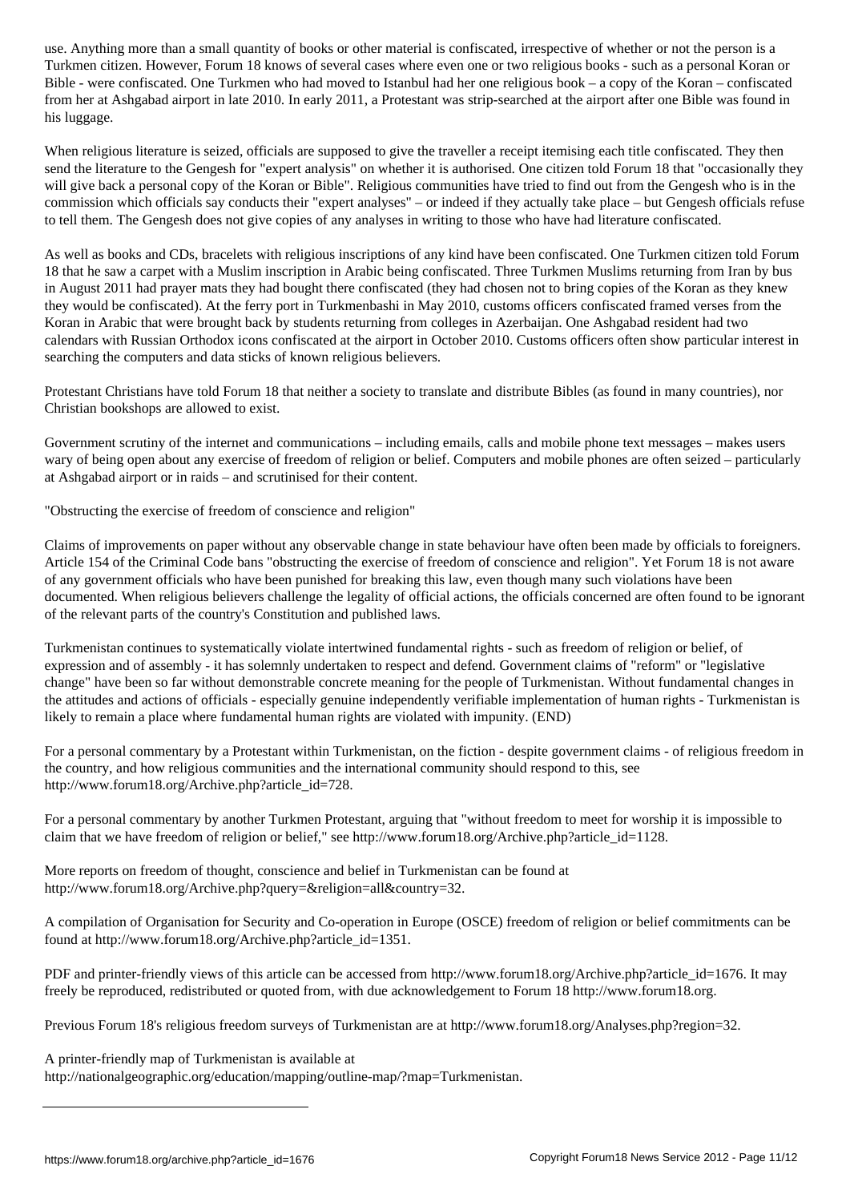use. Anything more than a small quantity of books or other material is confiscated, irrespective of whether or not the person is a Turkmen citizen. However, Forum 18 knows of several cases where even one or two religious books - such as a personal Koran or Bible - were confiscated. One Turkmen who had moved to Istanbul had her one religious book – a copy of the Koran – confiscated from her at Ashgabad airport in late 2010. In early 2011, a Protestant was strip-searched at the airport after one Bible was found in his luggage.

When religious literature is seized, officials are supposed to give the traveller a receipt itemising each title confiscated. They then send the literature to the Gengesh for "expert analysis" on whether it is authorised. One citizen told Forum 18 that "occasionally they will give back a personal copy of the Koran or Bible". Religious communities have tried to find out from the Gengesh who is in the commission which officials say conducts their "expert analyses" – or indeed if they actually take place – but Gengesh officials refuse to tell them. The Gengesh does not give copies of any analyses in writing to those who have had literature confiscated.

As well as books and CDs, bracelets with religious inscriptions of any kind have been confiscated. One Turkmen citizen told Forum 18 that he saw a carpet with a Muslim inscription in Arabic being confiscated. Three Turkmen Muslims returning from Iran by bus in August 2011 had prayer mats they had bought there confiscated (they had chosen not to bring copies of the Koran as they knew they would be confiscated). At the ferry port in Turkmenbashi in May 2010, customs officers confiscated framed verses from the Koran in Arabic that were brought back by students returning from colleges in Azerbaijan. One Ashgabad resident had two calendars with Russian Orthodox icons confiscated at the airport in October 2010. Customs officers often show particular interest in searching the computers and data sticks of known religious believers.

Protestant Christians have told Forum 18 that neither a society to translate and distribute Bibles (as found in many countries), nor Christian bookshops are allowed to exist.

Government scrutiny of the internet and communications – including emails, calls and mobile phone text messages – makes users wary of being open about any exercise of freedom of religion or belief. Computers and mobile phones are often seized – particularly at Ashgabad airport or in raids – and scrutinised for their content.

"Obstructing the exercise of freedom of conscience and religion"

Claims of improvements on paper without any observable change in state behaviour have often been made by officials to foreigners. Article 154 of the Criminal Code bans "obstructing the exercise of freedom of conscience and religion". Yet Forum 18 is not aware of any government officials who have been punished for breaking this law, even though many such violations have been documented. When religious believers challenge the legality of official actions, the officials concerned are often found to be ignorant of the relevant parts of the country's Constitution and published laws.

Turkmenistan continues to systematically violate intertwined fundamental rights - such as freedom of religion or belief, of expression and of assembly - it has solemnly undertaken to respect and defend. Government claims of "reform" or "legislative change" have been so far without demonstrable concrete meaning for the people of Turkmenistan. Without fundamental changes in the attitudes and actions of officials - especially genuine independently verifiable implementation of human rights - Turkmenistan is likely to remain a place where fundamental human rights are violated with impunity. (END)

For a personal commentary by a Protestant within Turkmenistan, on the fiction - despite government claims - of religious freedom in the country, and how religious communities and the international community should respond to this, see http://www.forum18.org/Archive.php?article_id=728.

For a personal commentary by another Turkmen Protestant, arguing that "without freedom to meet for worship it is impossible to claim that we have freedom of religion or belief," see http://www.forum18.org/Archive.php?article_id=1128.

More reports on freedom of thought, conscience and belief in Turkmenistan can be found at http://www.forum18.org/Archive.php?query=&religion=all&country=32.

A compilation of Organisation for Security and Co-operation in Europe (OSCE) freedom of religion or belief commitments can be found at http://www.forum18.org/Archive.php?article_id=1351.

PDF and printer-friendly views of this article can be accessed from http://www.forum18.org/Archive.php?article_id=1676. It may freely be reproduced, redistributed or quoted from, with due acknowledgement to Forum 18 http://www.forum18.org.

Previous Forum 18's religious freedom surveys of Turkmenistan are at http://www.forum18.org/Analyses.php?region=32.

A printer-friendly map of Turkmenistan is available at http://nationalgeographic.org/education/mapping/outline-map/?map=Turkmenistan.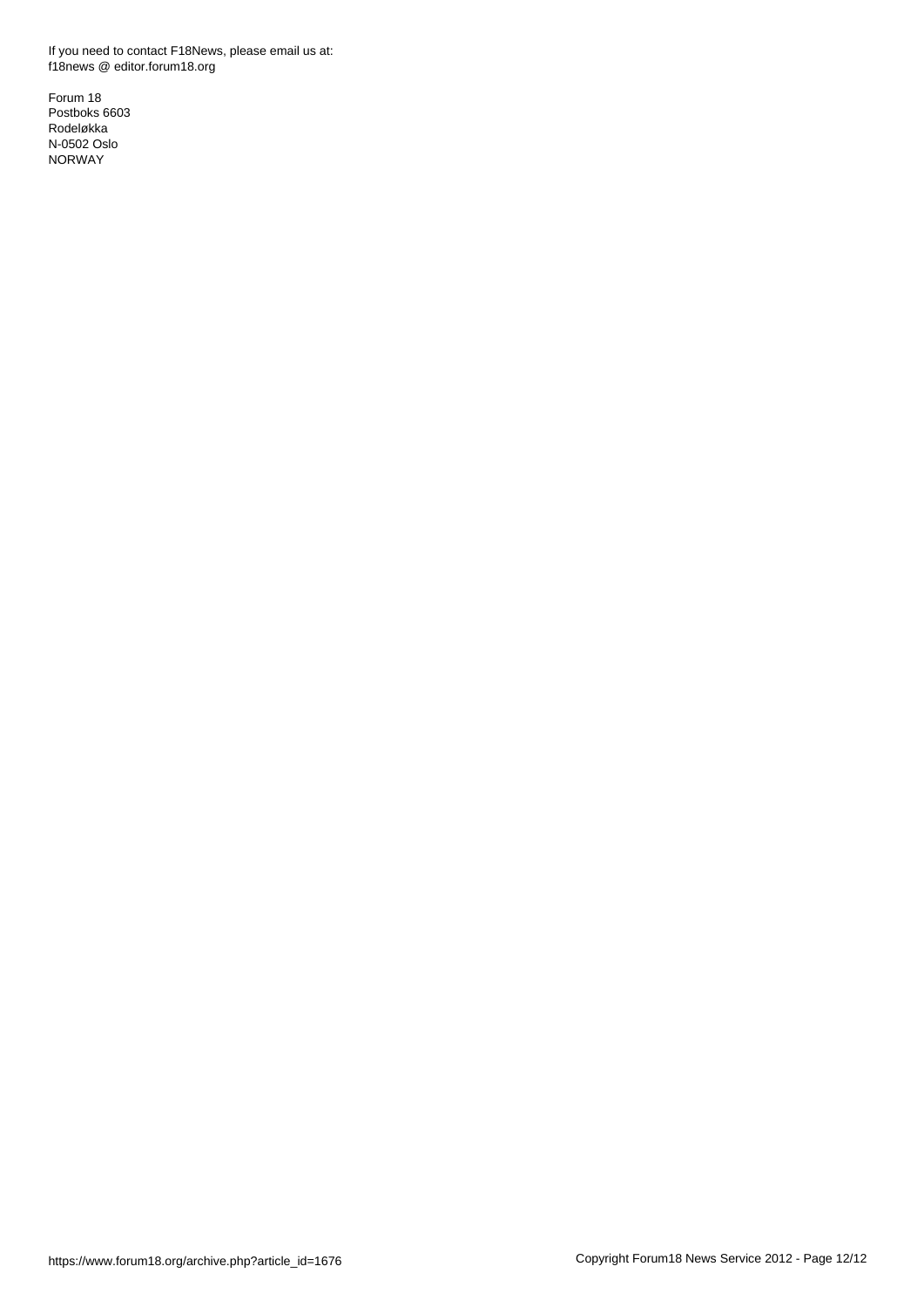If you need to contact F18News, please email us at:
f18news @ editor.forum18.org

Forum 18
Postboks 6603
Rodeløkka
N-0502 Oslo
NORWAY